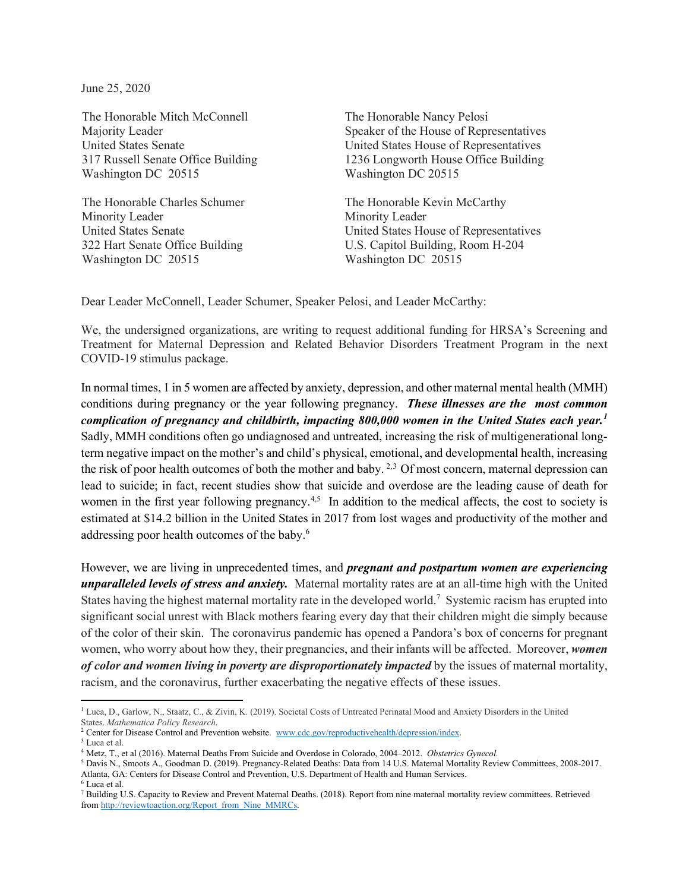June 25, 2020

The Honorable Mitch McConnell
Majority Leader
United States Senate
317 Russell Senate Office Building
Washington DC 20515

The Honorable Nancy Pelosi
Speaker of the House of Representatives
United States House of Representatives
1236 Longworth House Office Building
Washington DC 20515

The Honorable Charles Schumer
Minority Leader
United States Senate
322 Hart Senate Office Building
Washington DC 20515

The Honorable Kevin McCarthy
Minority Leader
United States House of Representatives
U.S. Capitol Building, Room H-204
Washington DC 20515

Dear Leader McConnell, Leader Schumer, Speaker Pelosi, and Leader McCarthy:

We, the undersigned organizations, are writing to request additional funding for HRSA's Screening and Treatment for Maternal Depression and Related Behavior Disorders Treatment Program in the next COVID-19 stimulus package.

In normal times, 1 in 5 women are affected by anxiety, depression, and other maternal mental health (MMH) conditions during pregnancy or the year following pregnancy. ***These illnesses are the most common complication of pregnancy and childbirth, impacting 800,000 women in the United States each year.***[1] Sadly, MMH conditions often go undiagnosed and untreated, increasing the risk of multigenerational long-term negative impact on the mother's and child's physical, emotional, and developmental health, increasing the risk of poor health outcomes of both the mother and baby.[2,3] Of most concern, maternal depression can lead to suicide; in fact, recent studies show that suicide and overdose are the leading cause of death for women in the first year following pregnancy.[4,5] In addition to the medical affects, the cost to society is estimated at $14.2 billion in the United States in 2017 from lost wages and productivity of the mother and addressing poor health outcomes of the baby.[6]

However, we are living in unprecedented times, and ***pregnant and postpartum women are experiencing unparalleled levels of stress and anxiety.*** Maternal mortality rates are at an all-time high with the United States having the highest maternal mortality rate in the developed world.[7] Systemic racism has erupted into significant social unrest with Black mothers fearing every day that their children might die simply because of the color of their skin. The coronavirus pandemic has opened a Pandora's box of concerns for pregnant women, who worry about how they, their pregnancies, and their infants will be affected. Moreover, ***women of color and women living in poverty are disproportionately impacted*** by the issues of maternal mortality, racism, and the coronavirus, further exacerbating the negative effects of these issues.

---

[1] Luca, D., Garlow, N., Staatz, C., & Zivin, K. (2019). Societal Costs of Untreated Perinatal Mood and Anxiety Disorders in the United States. *Mathematica Policy Research*.
[2] Center for Disease Control and Prevention website. www.cdc.gov/reproductivehealth/depression/index.
[3] Luca et al.
[4] Metz, T., et al (2016). Maternal Deaths From Suicide and Overdose in Colorado, 2004–2012. *Obstetrics Gynecol.*
[5] Davis N., Smoots A., Goodman D. (2019). Pregnancy-Related Deaths: Data from 14 U.S. Maternal Mortality Review Committees, 2008-2017. Atlanta, GA: Centers for Disease Control and Prevention, U.S. Department of Health and Human Services.
[6] Luca et al.
[7] Building U.S. Capacity to Review and Prevent Maternal Deaths. (2018). Report from nine maternal mortality review committees. Retrieved from http://reviewtoaction.org/Report_from_Nine_MMRCs.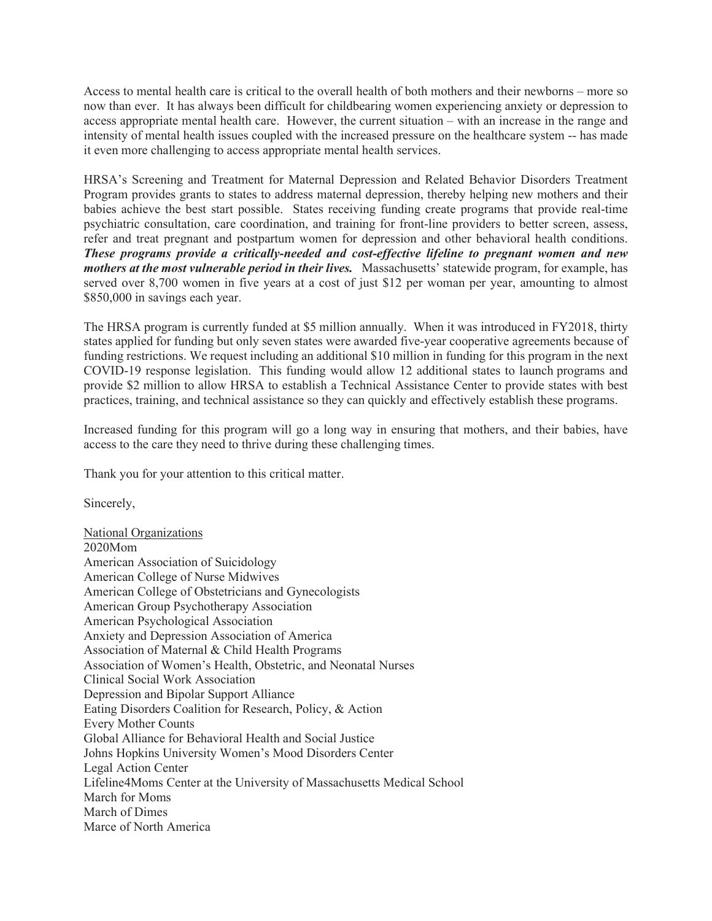Access to mental health care is critical to the overall health of both mothers and their newborns – more so now than ever. It has always been difficult for childbearing women experiencing anxiety or depression to access appropriate mental health care. However, the current situation – with an increase in the range and intensity of mental health issues coupled with the increased pressure on the healthcare system -- has made it even more challenging to access appropriate mental health services.

HRSA's Screening and Treatment for Maternal Depression and Related Behavior Disorders Treatment Program provides grants to states to address maternal depression, thereby helping new mothers and their babies achieve the best start possible. States receiving funding create programs that provide real-time psychiatric consultation, care coordination, and training for front-line providers to better screen, assess, refer and treat pregnant and postpartum women for depression and other behavioral health conditions. ***These programs provide a critically-needed and cost-effective lifeline to pregnant women and new mothers at the most vulnerable period in their lives.*** Massachusetts' statewide program, for example, has served over 8,700 women in five years at a cost of just $12 per woman per year, amounting to almost $850,000 in savings each year.

The HRSA program is currently funded at $5 million annually. When it was introduced in FY2018, thirty states applied for funding but only seven states were awarded five-year cooperative agreements because of funding restrictions. We request including an additional $10 million in funding for this program in the next COVID-19 response legislation. This funding would allow 12 additional states to launch programs and provide $2 million to allow HRSA to establish a Technical Assistance Center to provide states with best practices, training, and technical assistance so they can quickly and effectively establish these programs.

Increased funding for this program will go a long way in ensuring that mothers, and their babies, have access to the care they need to thrive during these challenging times.

Thank you for your attention to this critical matter.

Sincerely,

<u>National Organizations</u>
2020Mom
American Association of Suicidology
American College of Nurse Midwives
American College of Obstetricians and Gynecologists
American Group Psychotherapy Association
American Psychological Association
Anxiety and Depression Association of America
Association of Maternal & Child Health Programs
Association of Women's Health, Obstetric, and Neonatal Nurses
Clinical Social Work Association
Depression and Bipolar Support Alliance
Eating Disorders Coalition for Research, Policy, & Action
Every Mother Counts
Global Alliance for Behavioral Health and Social Justice
Johns Hopkins University Women's Mood Disorders Center
Legal Action Center
Lifeline4Moms Center at the University of Massachusetts Medical School
March for Moms
March of Dimes
Marce of North America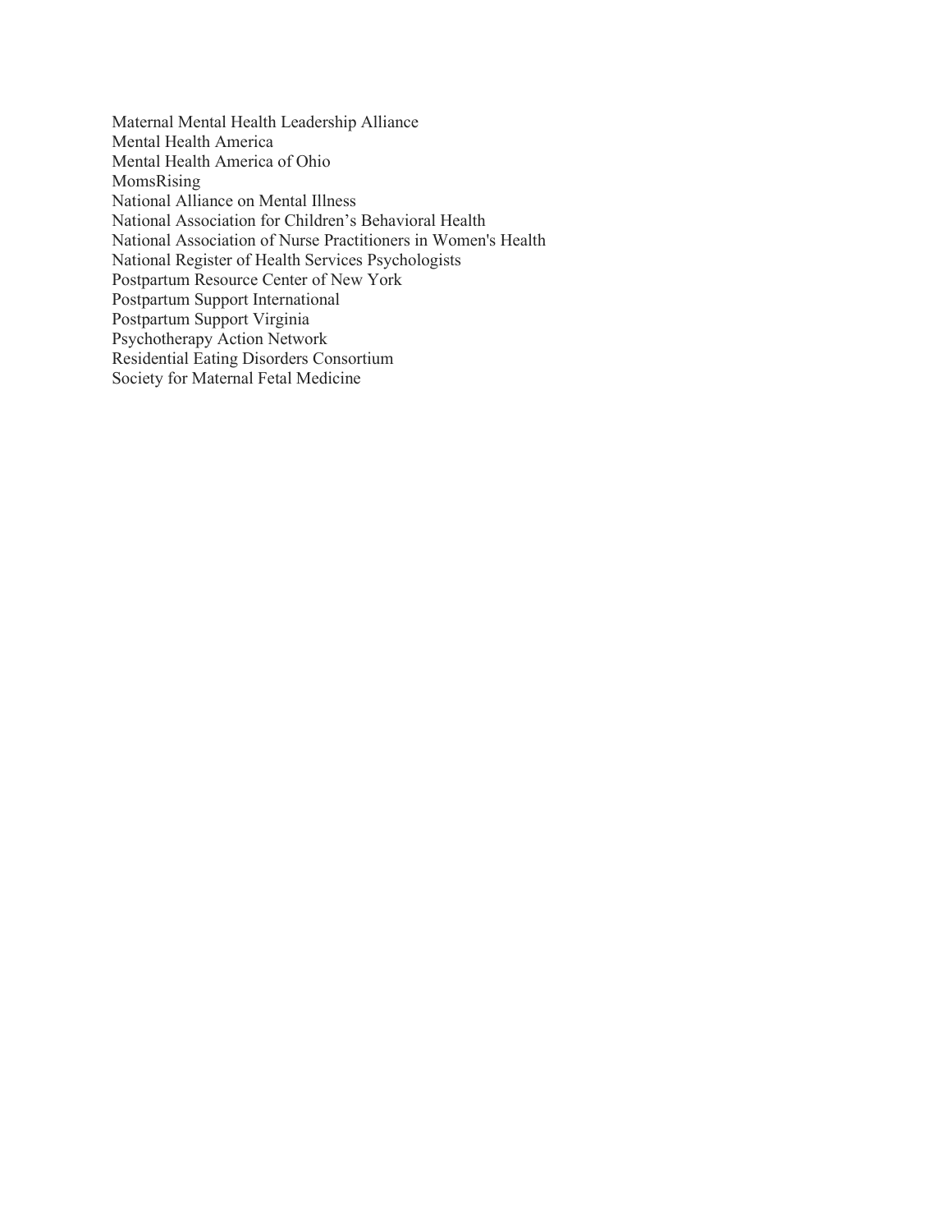Maternal Mental Health Leadership Alliance
Mental Health America
Mental Health America of Ohio
MomsRising
National Alliance on Mental Illness
National Association for Children's Behavioral Health
National Association of Nurse Practitioners in Women's Health
National Register of Health Services Psychologists
Postpartum Resource Center of New York
Postpartum Support International
Postpartum Support Virginia
Psychotherapy Action Network
Residential Eating Disorders Consortium
Society for Maternal Fetal Medicine